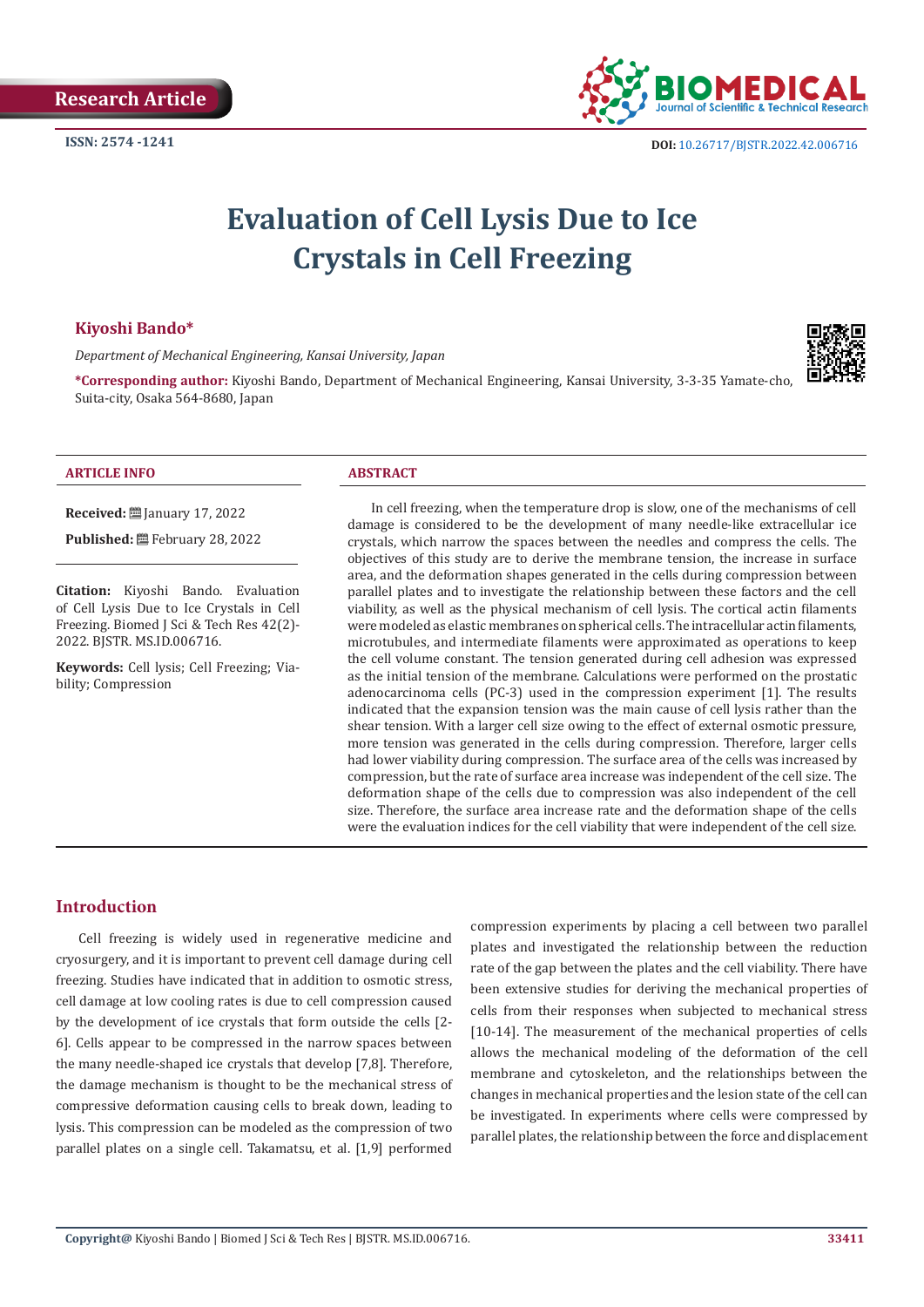Research Article

ISSN: 2574 -1241

DOI: 10.26717/BJSTR.2022.42.006716

# Evaluation of Cell Lysis Due to Ice Crystals in Cell Freezing

**Kiyoshi Bando***

*Department of Mechanical Engineering, Kansai University, Japan*

**\*Corresponding author:** Kiyoshi Bando, Department of Mechanical Engineering, Kansai University, 3-3-35 Yamate-cho, Suita-city, Osaka 564-8680, Japan

**ARTICLE INFO**

**Received:** January 17, 2022

**Published:** February 28, 2022

**Citation:** Kiyoshi Bando. Evaluation of Cell Lysis Due to Ice Crystals in Cell Freezing. Biomed J Sci & Tech Res 42(2)-2022. BJSTR. MS.ID.006716.

**Keywords:** Cell lysis; Cell Freezing; Viability; Compression

**ABSTRACT**

In cell freezing, when the temperature drop is slow, one of the mechanisms of cell damage is considered to be the development of many needle-like extracellular ice crystals, which narrow the spaces between the needles and compress the cells. The objectives of this study are to derive the membrane tension, the increase in surface area, and the deformation shapes generated in the cells during compression between parallel plates and to investigate the relationship between these factors and the cell viability, as well as the physical mechanism of cell lysis. The cortical actin filaments were modeled as elastic membranes on spherical cells. The intracellular actin filaments, microtubules, and intermediate filaments were approximated as operations to keep the cell volume constant. The tension generated during cell adhesion was expressed as the initial tension of the membrane. Calculations were performed on the prostatic adenocarcinoma cells (PC-3) used in the compression experiment [1]. The results indicated that the expansion tension was the main cause of cell lysis rather than the shear tension. With a larger cell size owing to the effect of external osmotic pressure, more tension was generated in the cells during compression. Therefore, larger cells had lower viability during compression. The surface area of the cells was increased by compression, but the rate of surface area increase was independent of the cell size. The deformation shape of the cells due to compression was also independent of the cell size. Therefore, the surface area increase rate and the deformation shape of the cells were the evaluation indices for the cell viability that were independent of the cell size.

## Introduction

Cell freezing is widely used in regenerative medicine and cryosurgery, and it is important to prevent cell damage during cell freezing. Studies have indicated that in addition to osmotic stress, cell damage at low cooling rates is due to cell compression caused by the development of ice crystals that form outside the cells [2-6]. Cells appear to be compressed in the narrow spaces between the many needle-shaped ice crystals that develop [7,8]. Therefore, the damage mechanism is thought to be the mechanical stress of compressive deformation causing cells to break down, leading to lysis. This compression can be modeled as the compression of two parallel plates on a single cell. Takamatsu, et al. [1,9] performed compression experiments by placing a cell between two parallel plates and investigated the relationship between the reduction rate of the gap between the plates and the cell viability. There have been extensive studies for deriving the mechanical properties of cells from their responses when subjected to mechanical stress [10-14]. The measurement of the mechanical properties of cells allows the mechanical modeling of the deformation of the cell membrane and cytoskeleton, and the relationships between the changes in mechanical properties and the lesion state of the cell can be investigated. In experiments where cells were compressed by parallel plates, the relationship between the force and displacement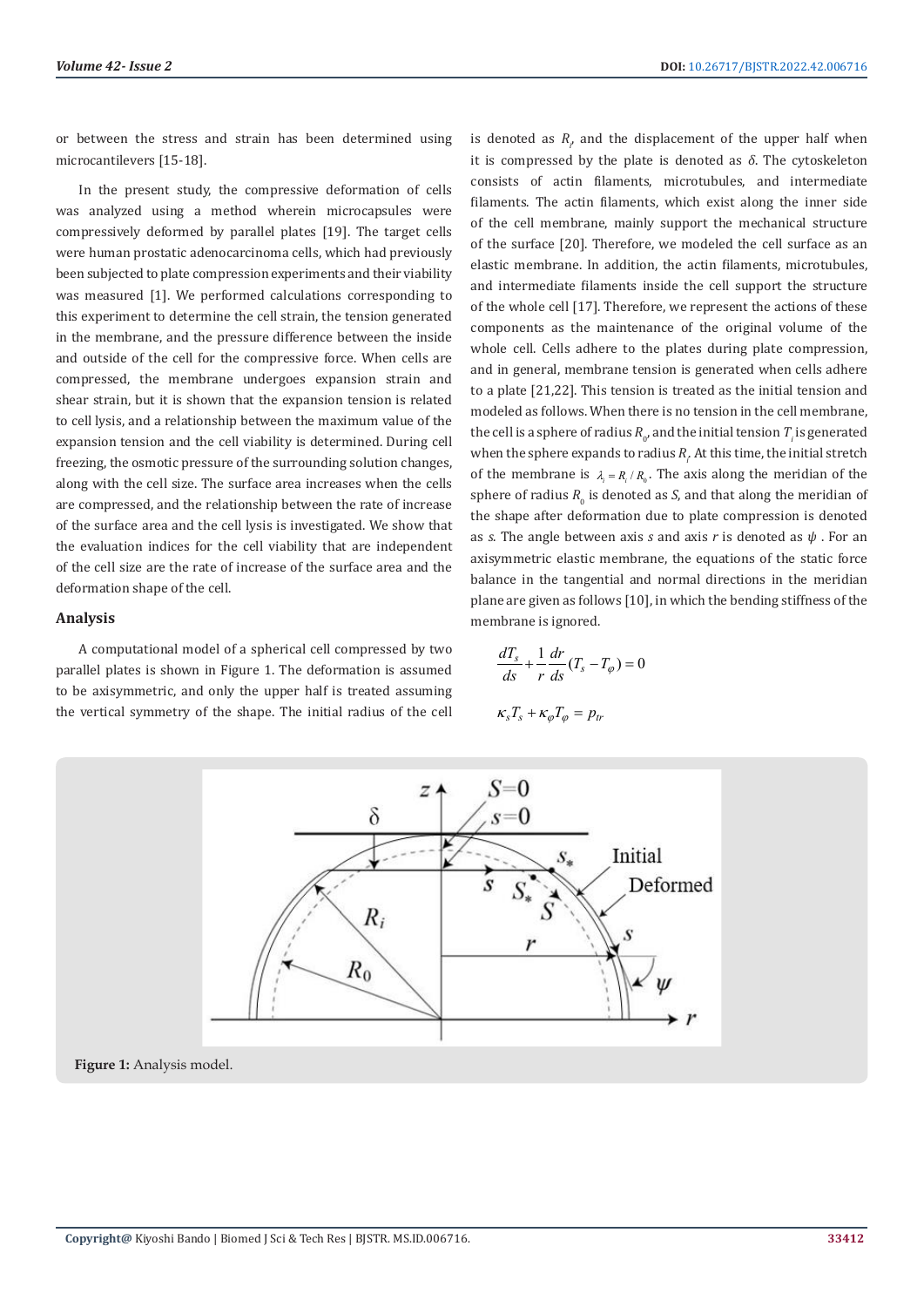or between the stress and strain has been determined using microcantilevers [15-18].

In the present study, the compressive deformation of cells was analyzed using a method wherein microcapsules were compressively deformed by parallel plates [19]. The target cells were human prostatic adenocarcinoma cells, which had previously been subjected to plate compression experiments and their viability was measured [1]. We performed calculations corresponding to this experiment to determine the cell strain, the tension generated in the membrane, and the pressure difference between the inside and outside of the cell for the compressive force. When cells are compressed, the membrane undergoes expansion strain and shear strain, but it is shown that the expansion tension is related to cell lysis, and a relationship between the maximum value of the expansion tension and the cell viability is determined. During cell freezing, the osmotic pressure of the surrounding solution changes, along with the cell size. The surface area increases when the cells are compressed, and the relationship between the rate of increase of the surface area and the cell lysis is investigated. We show that the evaluation indices for the cell viability that are independent of the cell size are the rate of increase of the surface area and the deformation shape of the cell.

## Analysis

A computational model of a spherical cell compressed by two parallel plates is shown in Figure 1. The deformation is assumed to be axisymmetric, and only the upper half is treated assuming the vertical symmetry of the shape. The initial radius of the cell is denoted as $R_i$ and the displacement of the upper half when it is compressed by the plate is denoted as $\delta$. The cytoskeleton consists of actin filaments, microtubules, and intermediate filaments. The actin filaments, which exist along the inner side of the cell membrane, mainly support the mechanical structure of the surface [20]. Therefore, we modeled the cell surface as an elastic membrane. In addition, the actin filaments, microtubules, and intermediate filaments inside the cell support the structure of the whole cell [17]. Therefore, we represent the actions of these components as the maintenance of the original volume of the whole cell. Cells adhere to the plates during plate compression, and in general, membrane tension is generated when cells adhere to a plate [21,22]. This tension is treated as the initial tension and modeled as follows. When there is no tension in the cell membrane, the cell is a sphere of radius $R_0$, and the initial tension $T_i$ is generated when the sphere expands to radius $R_i$. At this time, the initial stretch of the membrane is $\lambda_i = R_i / R_0$. The axis along the meridian of the sphere of radius $R_0$ is denoted as *S*, and that along the meridian of the shape after deformation due to plate compression is denoted as *s*. The angle between axis *s* and axis *r* is denoted as $\psi$. For an axisymmetric elastic membrane, the equations of the static force balance in the tangential and normal directions in the meridian plane are given as follows [10], in which the bending stiffness of the membrane is ignored.

$$\frac{dT_s}{ds} + \frac{1}{r}\frac{dr}{ds}(T_s - T_\varphi) = 0$$

$$\kappa_s T_s + \kappa_\varphi T_\varphi = p_{tr}$$

**Figure 1:** Analysis model.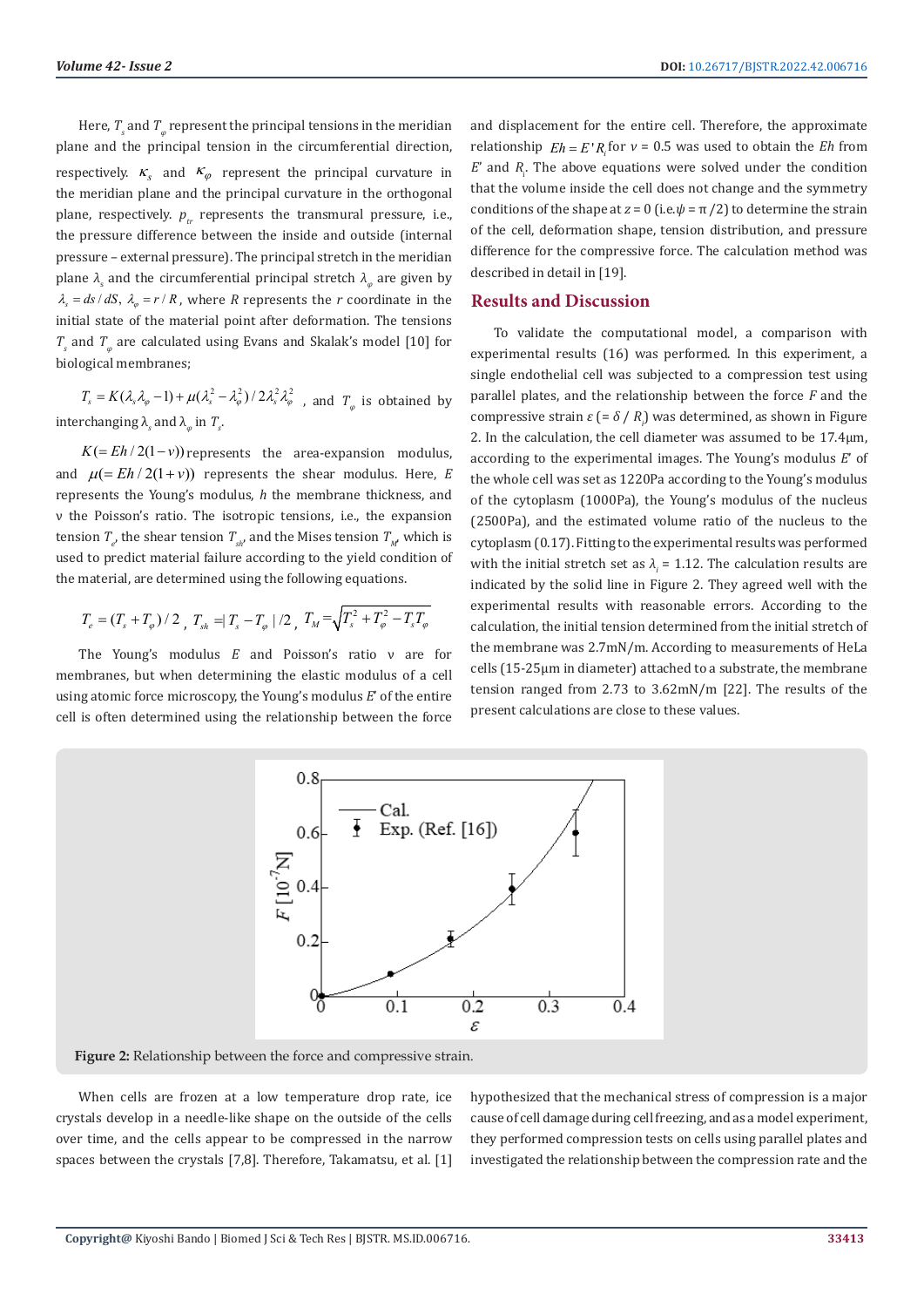Here, $T_s$ and $T_\varphi$ represent the principal tensions in the meridian plane and the principal tension in the circumferential direction, respectively. $\kappa_s$ and $\kappa_\varphi$ represent the principal curvature in the meridian plane and the principal curvature in the orthogonal plane, respectively. $p_{tr}$ represents the transmural pressure, i.e., the pressure difference between the inside and outside (internal pressure – external pressure). The principal stretch in the meridian plane $\lambda_s$ and the circumferential principal stretch $\lambda_\varphi$ are given by $\lambda_s = ds/dS$, $\lambda_\varphi = r/R$, where $R$ represents the $r$ coordinate in the initial state of the material point after deformation. The tensions $T_s$ and $T_\varphi$ are calculated using Evans and Skalak's model [10] for biological membranes;

$T_s = K(\lambda_s\lambda_\varphi - 1) + \mu(\lambda_s^2 - \lambda_\varphi^2)/2\lambda_s^2\lambda_\varphi^2$, and $T_\varphi$ is obtained by interchanging $\lambda_s$ and $\lambda_\varphi$ in $T_s$.

$K(= Eh/2(1-\nu))$ represents the area-expansion modulus, and $\mu(= Eh/2(1+\nu))$ represents the shear modulus. Here, $E$ represents the Young's modulus, $h$ the membrane thickness, and ν the Poisson's ratio. The isotropic tensions, i.e., the expansion tension $T_e$, the shear tension $T_{sh}$, and the Mises tension $T_M$, which is used to predict material failure according to the yield condition of the material, are determined using the following equations.

$$T_e = (T_s + T_\varphi)/2,\ T_{sh} = |T_s - T_\varphi|/2,\ T_M = \sqrt{T_s^2 + T_\varphi^2 - T_s T_\varphi}$$

The Young's modulus $E$ and Poisson's ratio ν are for membranes, but when determining the elastic modulus of a cell using atomic force microscopy, the Young's modulus $E'$ of the entire cell is often determined using the relationship between the force and displacement for the entire cell. Therefore, the approximate relationship $Eh = E'R_i$ for $\nu = 0.5$ was used to obtain the $Eh$ from $E'$ and $R_i$. The above equations were solved under the condition that the volume inside the cell does not change and the symmetry conditions of the shape at $z = 0$ (i.e. $\psi = \pi/2$) to determine the strain of the cell, deformation shape, tension distribution, and pressure difference for the compressive force. The calculation method was described in detail in [19].

## Results and Discussion

To validate the computational model, a comparison with experimental results (16) was performed. In this experiment, a single endothelial cell was subjected to a compression test using parallel plates, and the relationship between the force $F$ and the compressive strain $\varepsilon$ ($= \delta/R_i$) was determined, as shown in Figure 2. In the calculation, the cell diameter was assumed to be 17.4μm, according to the experimental images. The Young's modulus $E'$ of the whole cell was set as 1220Pa according to the Young's modulus of the cytoplasm (1000Pa), the Young's modulus of the nucleus (2500Pa), and the estimated volume ratio of the nucleus to the cytoplasm (0.17). Fitting to the experimental results was performed with the initial stretch set as $\lambda_i$ = 1.12. The calculation results are indicated by the solid line in Figure 2. They agreed well with the experimental results with reasonable errors. According to the calculation, the initial tension determined from the initial stretch of the membrane was 2.7mN/m. According to measurements of HeLa cells (15-25μm in diameter) attached to a substrate, the membrane tension ranged from 2.73 to 3.62mN/m [22]. The results of the present calculations are close to these values.

**Figure 2:** Relationship between the force and compressive strain.

When cells are frozen at a low temperature drop rate, ice crystals develop in a needle-like shape on the outside of the cells over time, and the cells appear to be compressed in the narrow spaces between the crystals [7,8]. Therefore, Takamatsu, et al. [1] hypothesized that the mechanical stress of compression is a major cause of cell damage during cell freezing, and as a model experiment, they performed compression tests on cells using parallel plates and investigated the relationship between the compression rate and the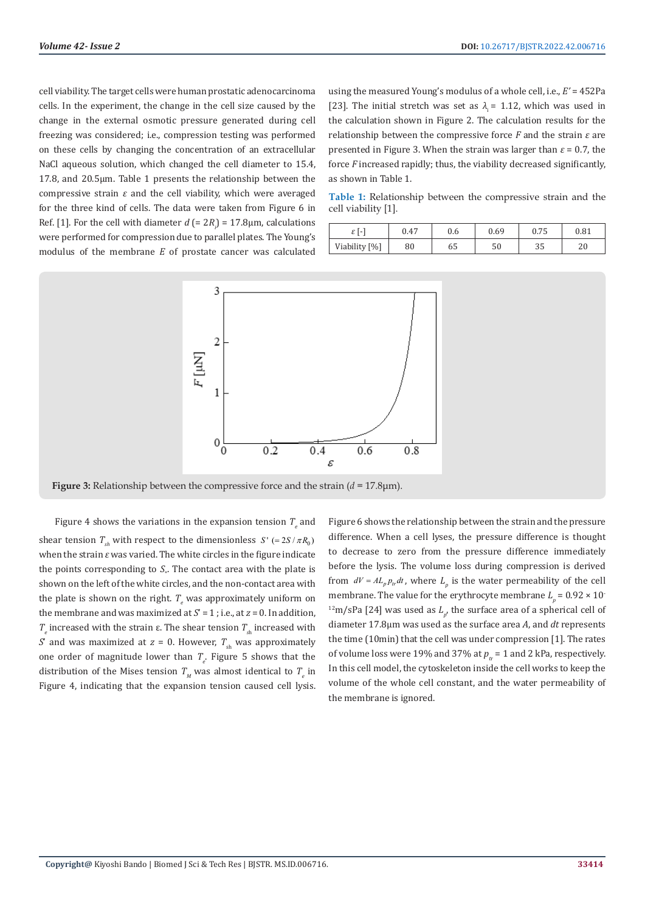cell viability. The target cells were human prostatic adenocarcinoma cells. In the experiment, the change in the cell size caused by the change in the external osmotic pressure generated during cell freezing was considered; i.e., compression testing was performed on these cells by changing the concentration of an extracellular NaCl aqueous solution, which changed the cell diameter to 15.4, 17.8, and 20.5μm. Table 1 presents the relationship between the compressive strain $\varepsilon$ and the cell viability, which were averaged for the three kind of cells. The data were taken from Figure 6 in Ref. [1]. For the cell with diameter $d$ (= $2R_j$) = 17.8μm, calculations were performed for compression due to parallel plates. The Young's modulus of the membrane $E$ of prostate cancer was calculated using the measured Young's modulus of a whole cell, i.e., $E'$ = 452Pa [23]. The initial stretch was set as $\lambda_i$ = 1.12, which was used in the calculation shown in Figure 2. The calculation results for the relationship between the compressive force $F$ and the strain $\varepsilon$ are presented in Figure 3. When the strain was larger than $\varepsilon$ = 0.7, the force $F$ increased rapidly; thus, the viability decreased significantly, as shown in Table 1.

**Table 1:** Relationship between the compressive strain and the cell viability [1].

| $\varepsilon$ [-] | 0.47 | 0.6 | 0.69 | 0.75 | 0.81 |
|---|---|---|---|---|---|
| Viability [%] | 80 | 65 | 50 | 35 | 20 |

**Figure 3:** Relationship between the compressive force and the strain ($d$ = 17.8μm).

Figure 4 shows the variations in the expansion tension $T_e$ and shear tension $T_{sh}$ with respect to the dimensionless $S'$ $(= 2S/\pi R_0)$ when the strain $\varepsilon$ was varied. The white circles in the figure indicate the points corresponding to $S_*$. The contact area with the plate is shown on the left of the white circles, and the non-contact area with the plate is shown on the right. $T_e$ was approximately uniform on the membrane and was maximized at $S'$ = 1 ; i.e., at $z$ = 0. In addition, $T_e$ increased with the strain ε. The shear tension $T_{sh}$ increased with $S'$ and was maximized at $z$ = 0. However, $T_{sh}$ was approximately one order of magnitude lower than $T_e$. Figure 5 shows that the distribution of the Mises tension $T_M$ was almost identical to $T_e$ in Figure 4, indicating that the expansion tension caused cell lysis.

Figure 6 shows the relationship between the strain and the pressure difference. When a cell lyses, the pressure difference is thought to decrease to zero from the pressure difference immediately before the lysis. The volume loss during compression is derived from $dV = AL_p p_{tr} dt$, where $L_p$ is the water permeability of the cell membrane. The value for the erythrocyte membrane $L_p$ = 0.92 × $10^{-12}$m/sPa [24] was used as $L_p$, the surface area of a spherical cell of diameter 17.8μm was used as the surface area $A$, and $dt$ represents the time (10min) that the cell was under compression [1]. The rates of volume loss were 19% and 37% at $p_{tr}$ = 1 and 2 kPa, respectively. In this cell model, the cytoskeleton inside the cell works to keep the volume of the whole cell constant, and the water permeability of the membrane is ignored.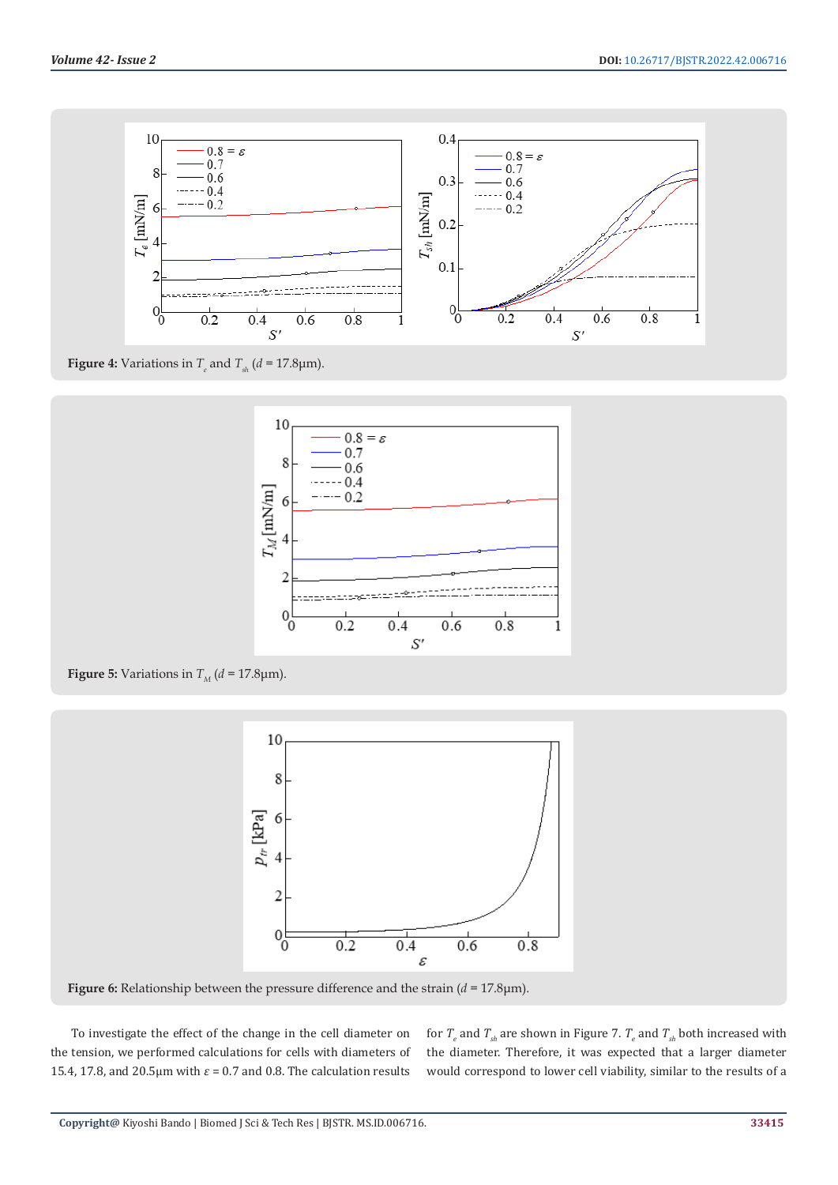**Figure 4:** Variations in $T_e$ and $T_{sh}$ ($d$ = 17.8μm).

**Figure 5:** Variations in $T_M$ ($d$ = 17.8μm).

**Figure 6:** Relationship between the pressure difference and the strain ($d$ = 17.8μm).

To investigate the effect of the change in the cell diameter on the tension, we performed calculations for cells with diameters of 15.4, 17.8, and 20.5μm with $\varepsilon$ = 0.7 and 0.8. The calculation results for $T_e$ and $T_{sh}$ are shown in Figure 7. $T_e$ and $T_{sh}$ both increased with the diameter. Therefore, it was expected that a larger diameter would correspond to lower cell viability, similar to the results of a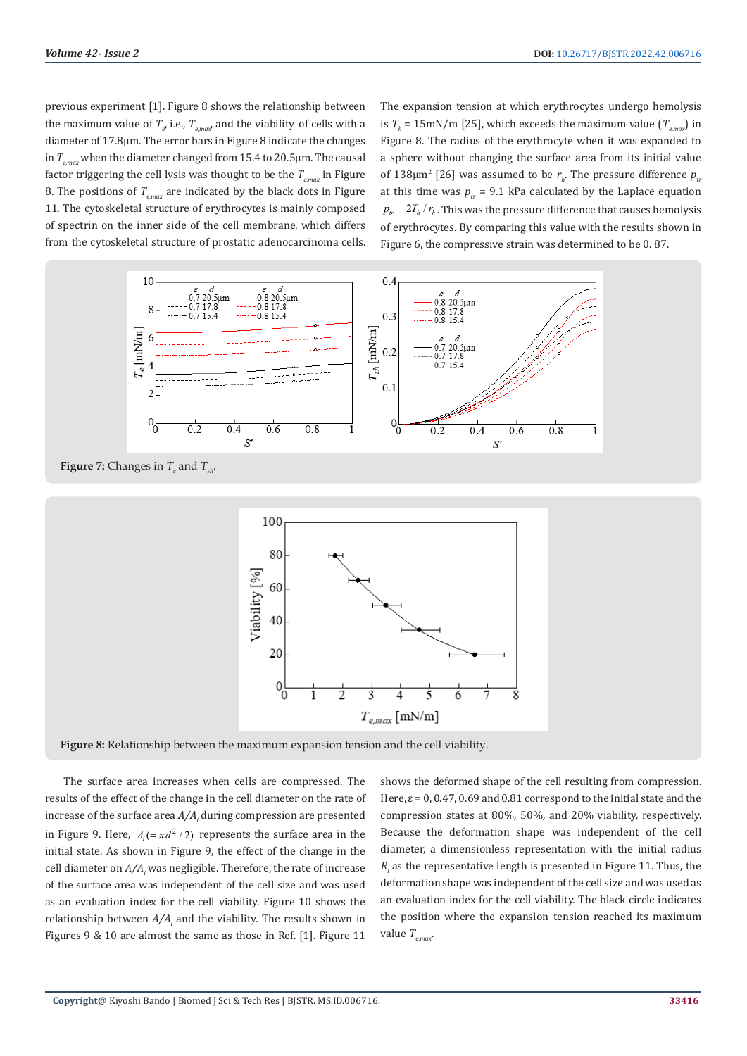previous experiment [1]. Figure 8 shows the relationship between the maximum value of $T_e$, i.e., $T_{e,max}$, and the viability of cells with a diameter of 17.8μm. The error bars in Figure 8 indicate the changes in $T_{e,max}$ when the diameter changed from 15.4 to 20.5μm. The causal factor triggering the cell lysis was thought to be the $T_{e,max}$ in Figure 8. The positions of $T_{e,max}$ are indicated by the black dots in Figure 11. The cytoskeletal structure of erythrocytes is mainly composed of spectrin on the inner side of the cell membrane, which differs from the cytoskeletal structure of prostatic adenocarcinoma cells. The expansion tension at which erythrocytes undergo hemolysis is $T_h$ = 15mN/m [25], which exceeds the maximum value ($T_{e,max}$) in Figure 8. The radius of the erythrocyte when it was expanded to a sphere without changing the surface area from its initial value of 138μm$^2$ [26] was assumed to be $r_h$. The pressure difference $p_{tr}$ at this time was $p_{tr}$ = 9.1 kPa calculated by the Laplace equation $p_{tr} = 2T_h / r_h$. This was the pressure difference that causes hemolysis of erythrocytes. By comparing this value with the results shown in Figure 6, the compressive strain was determined to be 0. 87.

**Figure 7:** Changes in $T_e$ and $T_{sh}$.

**Figure 8:** Relationship between the maximum expansion tension and the cell viability.

The surface area increases when cells are compressed. The results of the effect of the change in the cell diameter on the rate of increase of the surface area $A/A_i$ during compression are presented in Figure 9. Here, $A_i (= \pi d^2 / 2)$ represents the surface area in the initial state. As shown in Figure 9, the effect of the change in the cell diameter on $A/A_i$ was negligible. Therefore, the rate of increase of the surface area was independent of the cell size and was used as an evaluation index for the cell viability. Figure 10 shows the relationship between $A/A_i$ and the viability. The results shown in Figures 9 & 10 are almost the same as those in Ref. [1]. Figure 11 shows the deformed shape of the cell resulting from compression. Here, ε = 0, 0.47, 0.69 and 0.81 correspond to the initial state and the compression states at 80%, 50%, and 20% viability, respectively. Because the deformation shape was independent of the cell diameter, a dimensionless representation with the initial radius $R_i$ as the representative length is presented in Figure 11. Thus, the deformation shape was independent of the cell size and was used as an evaluation index for the cell viability. The black circle indicates the position where the expansion tension reached its maximum value $T_{e,max}$.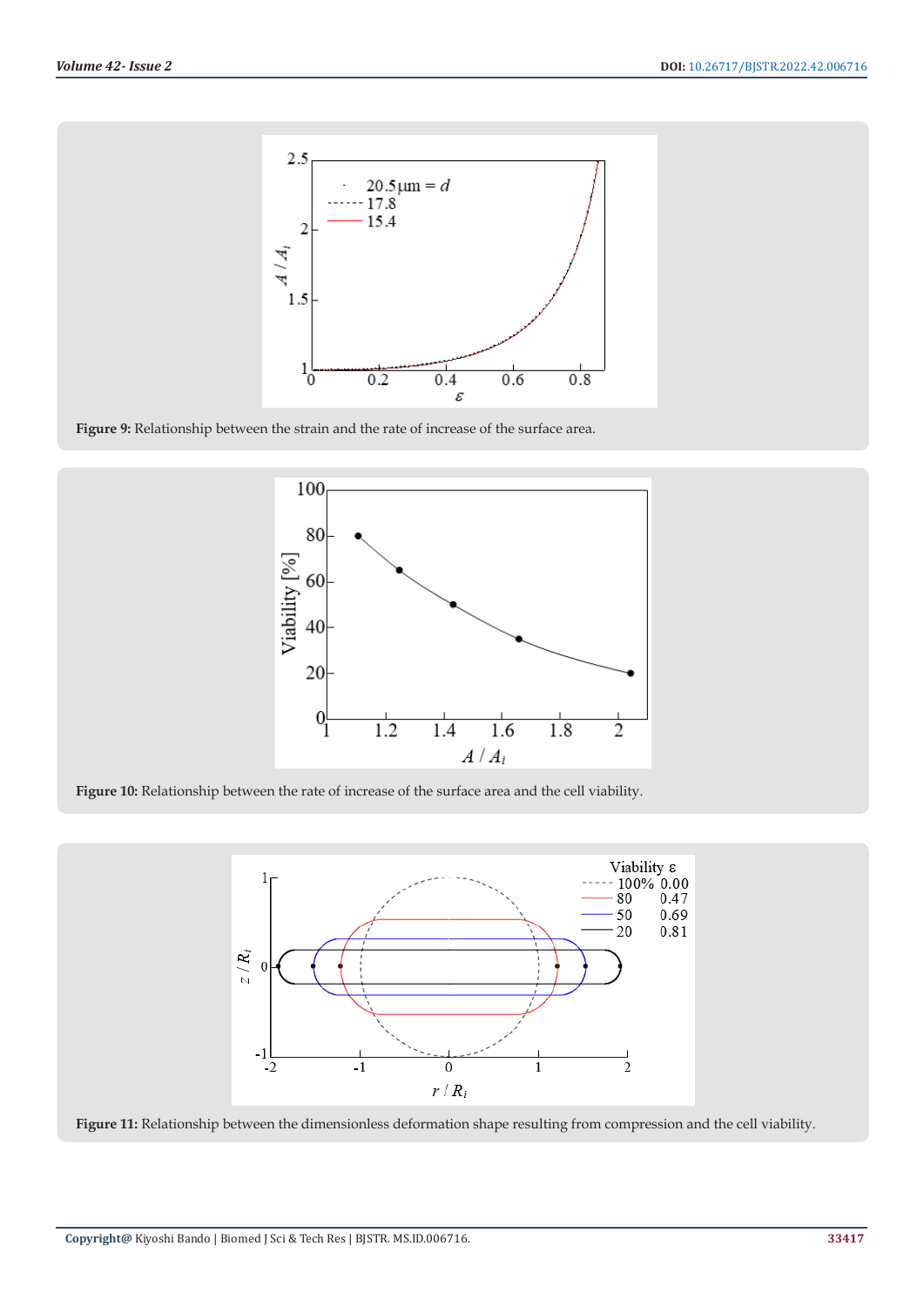**Figure 9:** Relationship between the strain and the rate of increase of the surface area.

**Figure 10:** Relationship between the rate of increase of the surface area and the cell viability.

**Figure 11:** Relationship between the dimensionless deformation shape resulting from compression and the cell viability.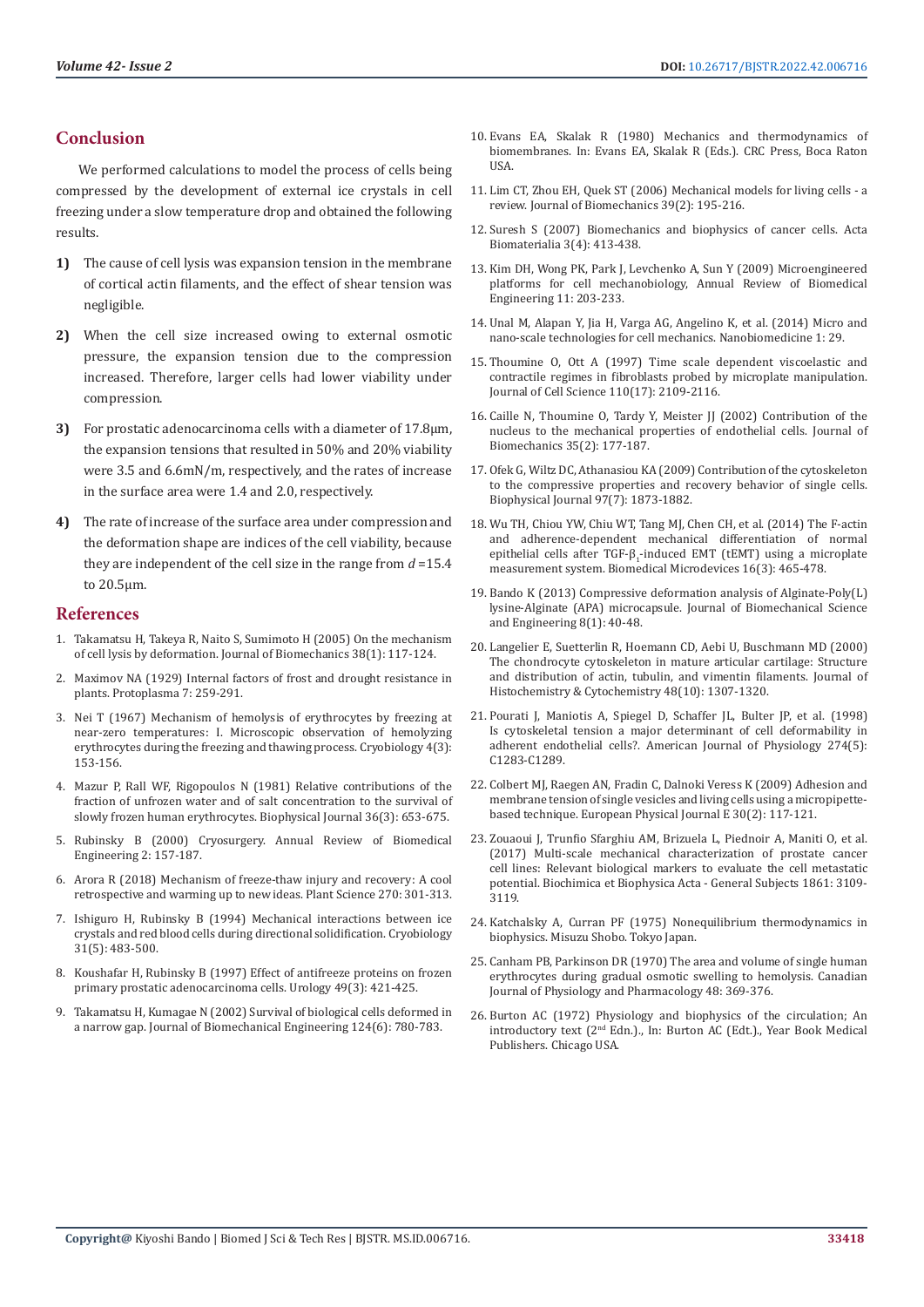## Conclusion

We performed calculations to model the process of cells being compressed by the development of external ice crystals in cell freezing under a slow temperature drop and obtained the following results.

1) The cause of cell lysis was expansion tension in the membrane of cortical actin filaments, and the effect of shear tension was negligible.

2) When the cell size increased owing to external osmotic pressure, the expansion tension due to the compression increased. Therefore, larger cells had lower viability under compression.

3) For prostatic adenocarcinoma cells with a diameter of 17.8μm, the expansion tensions that resulted in 50% and 20% viability were 3.5 and 6.6mN/m, respectively, and the rates of increase in the surface area were 1.4 and 2.0, respectively.

4) The rate of increase of the surface area under compression and the deformation shape are indices of the cell viability, because they are independent of the cell size in the range from $d$ =15.4 to 20.5μm.

## References

1. Takamatsu H, Takeya R, Naito S, Sumimoto H (2005) On the mechanism of cell lysis by deformation. Journal of Biomechanics 38(1): 117-124.
2. Maximov NA (1929) Internal factors of frost and drought resistance in plants. Protoplasma 7: 259-291.
3. Nei T (1967) Mechanism of hemolysis of erythrocytes by freezing at near-zero temperatures: I. Microscopic observation of hemolyzing erythrocytes during the freezing and thawing process. Cryobiology 4(3): 153-156.
4. Mazur P, Rall WF, Rigopoulos N (1981) Relative contributions of the fraction of unfrozen water and of salt concentration to the survival of slowly frozen human erythrocytes. Biophysical Journal 36(3): 653-675.
5. Rubinsky B (2000) Cryosurgery. Annual Review of Biomedical Engineering 2: 157-187.
6. Arora R (2018) Mechanism of freeze-thaw injury and recovery: A cool retrospective and warming up to new ideas. Plant Science 270: 301-313.
7. Ishiguro H, Rubinsky B (1994) Mechanical interactions between ice crystals and red blood cells during directional solidification. Cryobiology 31(5): 483-500.
8. Koushafar H, Rubinsky B (1997) Effect of antifreeze proteins on frozen primary prostatic adenocarcinoma cells. Urology 49(3): 421-425.
9. Takamatsu H, Kumagae N (2002) Survival of biological cells deformed in a narrow gap. Journal of Biomechanical Engineering 124(6): 780-783.
10. Evans EA, Skalak R (1980) Mechanics and thermodynamics of biomembranes. In: Evans EA, Skalak R (Eds.). CRC Press, Boca Raton USA.
11. Lim CT, Zhou EH, Quek ST (2006) Mechanical models for living cells - a review. Journal of Biomechanics 39(2): 195-216.
12. Suresh S (2007) Biomechanics and biophysics of cancer cells. Acta Biomaterialia 3(4): 413-438.
13. Kim DH, Wong PK, Park J, Levchenko A, Sun Y (2009) Microengineered platforms for cell mechanobiology, Annual Review of Biomedical Engineering 11: 203-233.
14. Unal M, Alapan Y, Jia H, Varga AG, Angelino K, et al. (2014) Micro and nano-scale technologies for cell mechanics. Nanobiomedicine 1: 29.
15. Thoumine O, Ott A (1997) Time scale dependent viscoelastic and contractile regimes in fibroblasts probed by microplate manipulation. Journal of Cell Science 110(17): 2109-2116.
16. Caille N, Thoumine O, Tardy Y, Meister JJ (2002) Contribution of the nucleus to the mechanical properties of endothelial cells. Journal of Biomechanics 35(2): 177-187.
17. Ofek G, Wiltz DC, Athanasiou KA (2009) Contribution of the cytoskeleton to the compressive properties and recovery behavior of single cells. Biophysical Journal 97(7): 1873-1882.
18. Wu TH, Chiou YW, Chiu WT, Tang MJ, Chen CH, et al. (2014) The F-actin and adherence-dependent mechanical differentiation of normal epithelial cells after TGF-$\beta_1$-induced EMT (tEMT) using a microplate measurement system. Biomedical Microdevices 16(3): 465-478.
19. Bando K (2013) Compressive deformation analysis of Alginate-Poly(L) lysine-Alginate (APA) microcapsule. Journal of Biomechanical Science and Engineering 8(1): 40-48.
20. Langelier E, Suetterlin R, Hoemann CD, Aebi U, Buschmann MD (2000) The chondrocyte cytoskeleton in mature articular cartilage: Structure and distribution of actin, tubulin, and vimentin filaments. Journal of Histochemistry & Cytochemistry 48(10): 1307-1320.
21. Pourati J, Maniotis A, Spiegel D, Schaffer JL, Bulter JP, et al. (1998) Is cytoskeletal tension a major determinant of cell deformability in adherent endothelial cells?. American Journal of Physiology 274(5): C1283-C1289.
22. Colbert MJ, Raegen AN, Fradin C, Dalnoki Veress K (2009) Adhesion and membrane tension of single vesicles and living cells using a micropipette-based technique. European Physical Journal E 30(2): 117-121.
23. Zouaoui J, Trunfio Sfarghiu AM, Brizuela L, Piednoir A, Maniti O, et al. (2017) Multi-scale mechanical characterization of prostate cancer cell lines: Relevant biological markers to evaluate the cell metastatic potential. Biochimica et Biophysica Acta - General Subjects 1861: 3109-3119.
24. Katchalsky A, Curran PF (1975) Nonequilibrium thermodynamics in biophysics. Misuzu Shobo. Tokyo Japan.
25. Canham PB, Parkinson DR (1970) The area and volume of single human erythrocytes during gradual osmotic swelling to hemolysis. Canadian Journal of Physiology and Pharmacology 48: 369-376.
26. Burton AC (1972) Physiology and biophysics of the circulation; An introductory text (2nd Edn.)., In: Burton AC (Edt.)., Year Book Medical Publishers. Chicago USA.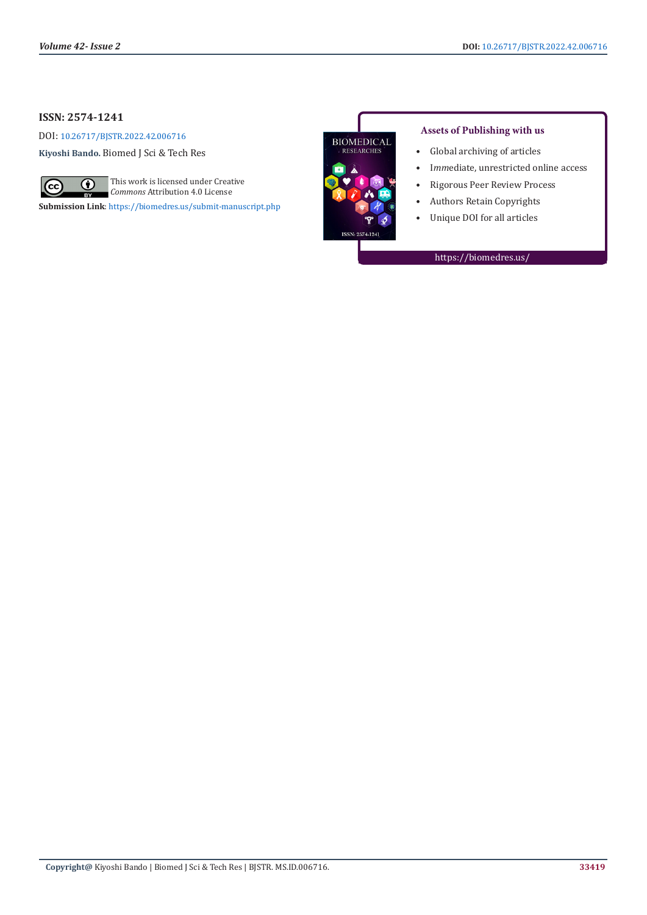**ISSN: 2574-1241**

DOI: 10.26717/BJSTR.2022.42.006716

**Kiyoshi Bando.** Biomed J Sci & Tech Res

This work is licensed under Creative *Commons* Attribution 4.0 License

**Submission Link**: https://biomedres.us/submit-manuscript.php

**Assets of Publishing with us**

- Global archiving of articles
- Immediate, unrestricted online access
- Rigorous Peer Review Process
- Authors Retain Copyrights
- Unique DOI for all articles

https://biomedres.us/